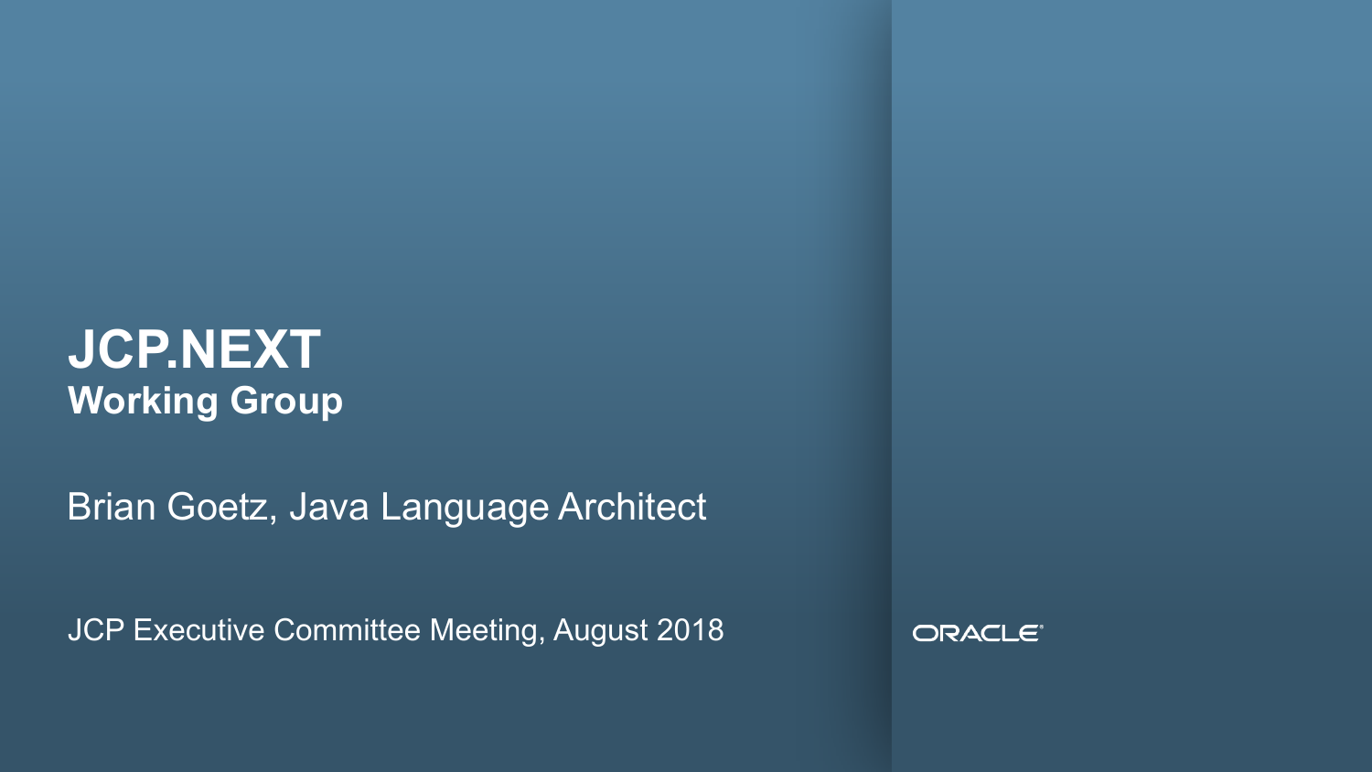# JCP.NEXT
## Working Group

Brian Goetz, Java Language Architect

JCP Executive Committee Meeting, August 2018

ORACLE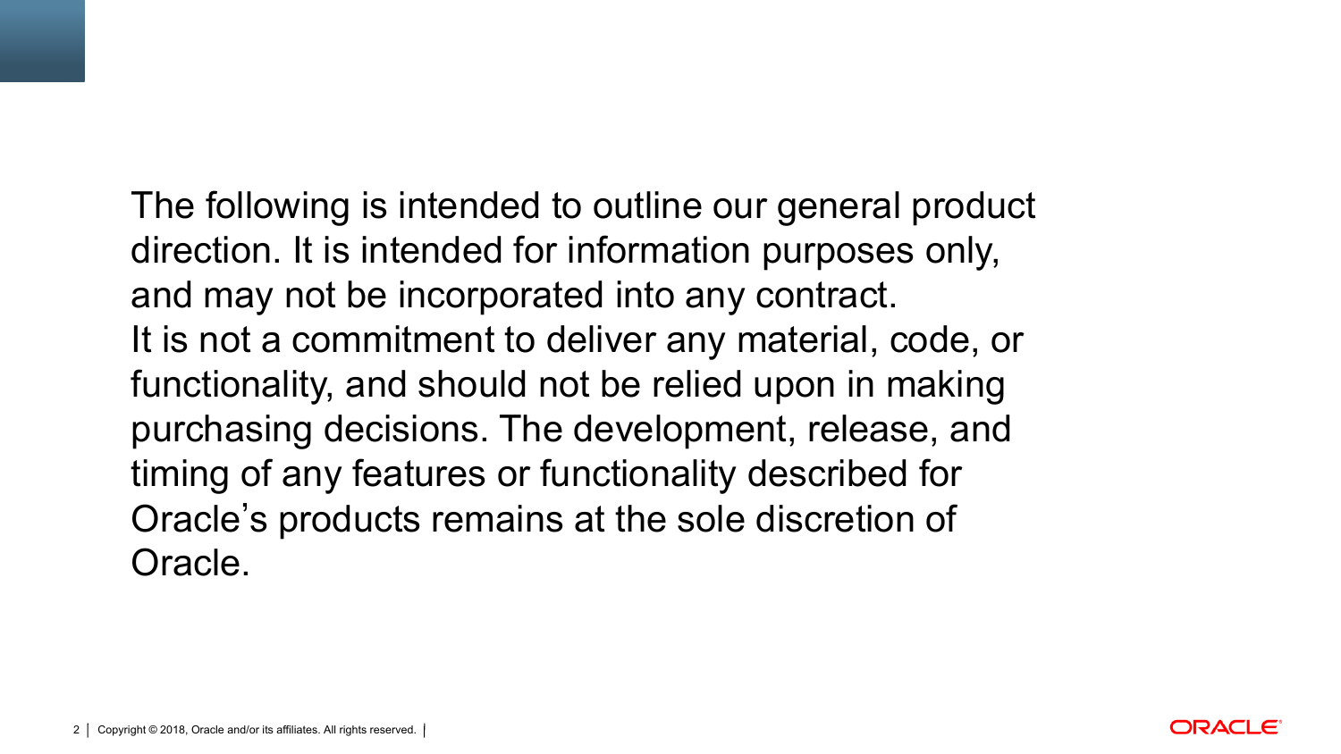The following is intended to outline our general product direction. It is intended for information purposes only, and may not be incorporated into any contract.
It is not a commitment to deliver any material, code, or functionality, and should not be relied upon in making purchasing decisions. The development, release, and timing of any features or functionality described for Oracle's products remains at the sole discretion of Oracle.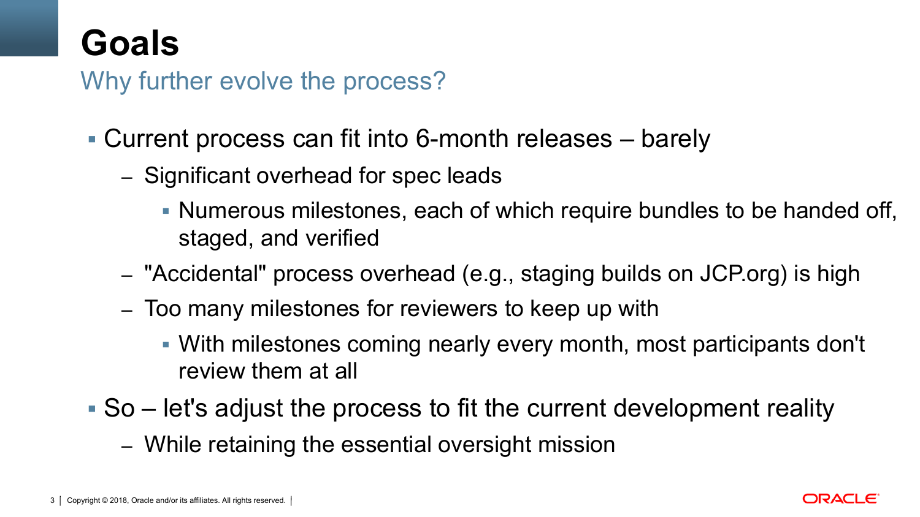# Goals

## Why further evolve the process?

- Current process can fit into 6-month releases – barely
  - Significant overhead for spec leads
    - Numerous milestones, each of which require bundles to be handed off, staged, and verified
  - "Accidental" process overhead (e.g., staging builds on JCP.org) is high
  - Too many milestones for reviewers to keep up with
    - With milestones coming nearly every month, most participants don't review them at all
- So – let's adjust the process to fit the current development reality
  - While retaining the essential oversight mission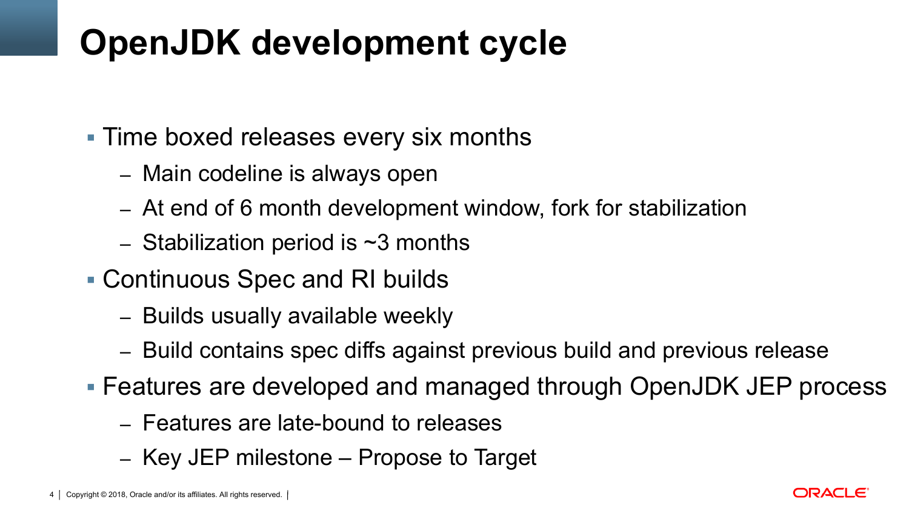# OpenJDK development cycle

- Time boxed releases every six months
  - Main codeline is always open
  - At end of 6 month development window, fork for stabilization
  - Stabilization period is ~3 months
- Continuous Spec and RI builds
  - Builds usually available weekly
  - Build contains spec diffs against previous build and previous release
- Features are developed and managed through OpenJDK JEP process
  - Features are late-bound to releases
  - Key JEP milestone – Propose to Target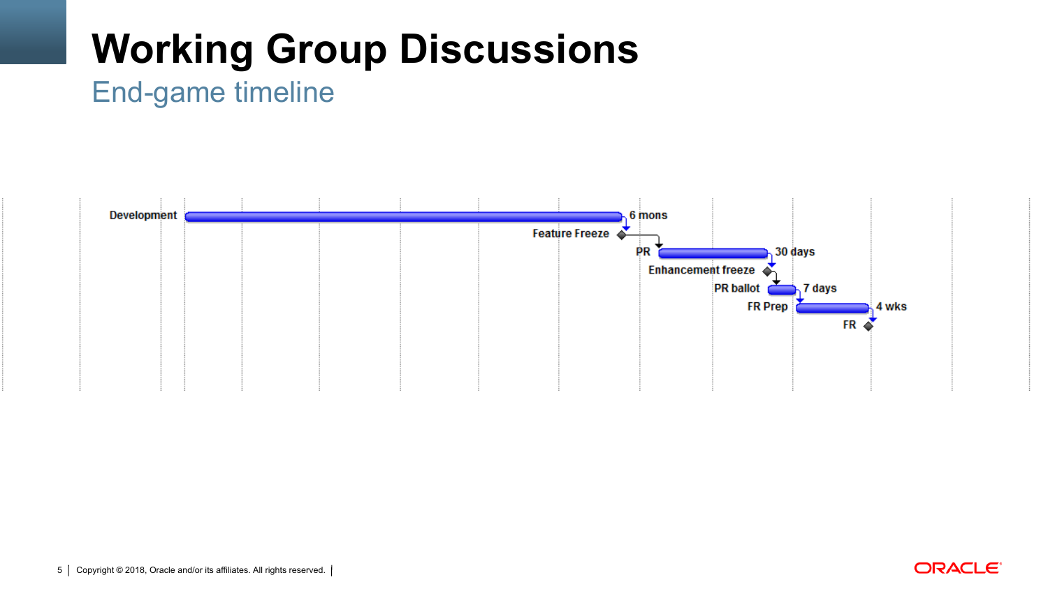# Working Group Discussions

## End-game timeline

Development
6 mons
Feature Freeze
PR
30 days
Enhancement freeze
PR ballot
7 days
FR Prep
4 wks
FR